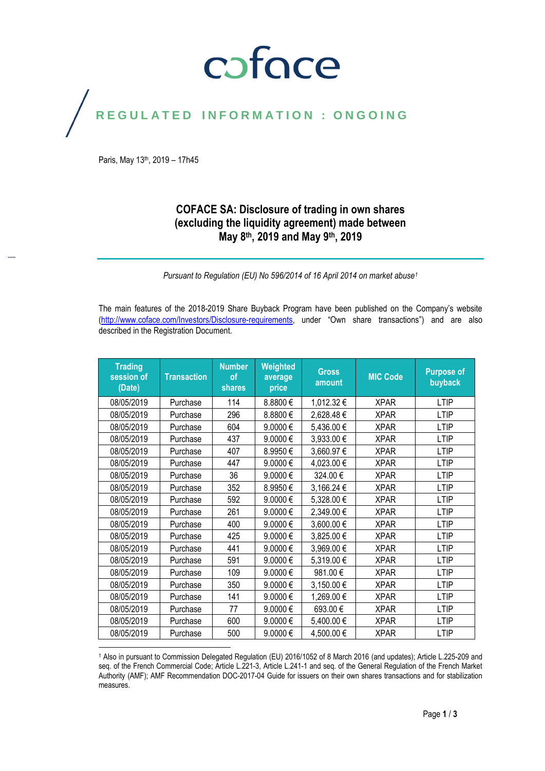coface

REGULATED INFORMATION : ONGOING

Paris, May 13th, 2019 – 17h45

# COFACE SA: Disclosure of trading in own shares (excluding the liquidity agreement) made between May 8th, 2019 and May 9th, 2019

*Pursuant to Regulation (EU) No 596/2014 of 16 April 2014 on market abuse*[1]

The main features of the 2018-2019 Share Buyback Program have been published on the Company's website (http://www.coface.com/Investors/Disclosure-requirements, under "Own share transactions") and are also described in the Registration Document.

| Trading session of (Date) | Transaction | Number of shares | Weighted average price | Gross amount | MIC Code | Purpose of buyback |
|---|---|---|---|---|---|---|
| 08/05/2019 | Purchase | 114 | 8.8800 € | 1,012.32 € | XPAR | LTIP |
| 08/05/2019 | Purchase | 296 | 8.8800 € | 2,628.48 € | XPAR | LTIP |
| 08/05/2019 | Purchase | 604 | 9.0000 € | 5,436.00 € | XPAR | LTIP |
| 08/05/2019 | Purchase | 437 | 9.0000 € | 3,933.00 € | XPAR | LTIP |
| 08/05/2019 | Purchase | 407 | 8.9950 € | 3,660.97 € | XPAR | LTIP |
| 08/05/2019 | Purchase | 447 | 9.0000 € | 4,023.00 € | XPAR | LTIP |
| 08/05/2019 | Purchase | 36 | 9.0000 € | 324.00 € | XPAR | LTIP |
| 08/05/2019 | Purchase | 352 | 8.9950 € | 3,166.24 € | XPAR | LTIP |
| 08/05/2019 | Purchase | 592 | 9.0000 € | 5,328.00 € | XPAR | LTIP |
| 08/05/2019 | Purchase | 261 | 9.0000 € | 2,349.00 € | XPAR | LTIP |
| 08/05/2019 | Purchase | 400 | 9.0000 € | 3,600.00 € | XPAR | LTIP |
| 08/05/2019 | Purchase | 425 | 9.0000 € | 3,825.00 € | XPAR | LTIP |
| 08/05/2019 | Purchase | 441 | 9.0000 € | 3,969.00 € | XPAR | LTIP |
| 08/05/2019 | Purchase | 591 | 9.0000 € | 5,319.00 € | XPAR | LTIP |
| 08/05/2019 | Purchase | 109 | 9.0000 € | 981.00 € | XPAR | LTIP |
| 08/05/2019 | Purchase | 350 | 9.0000 € | 3,150.00 € | XPAR | LTIP |
| 08/05/2019 | Purchase | 141 | 9.0000 € | 1,269.00 € | XPAR | LTIP |
| 08/05/2019 | Purchase | 77 | 9.0000 € | 693.00 € | XPAR | LTIP |
| 08/05/2019 | Purchase | 600 | 9.0000 € | 5,400.00 € | XPAR | LTIP |
| 08/05/2019 | Purchase | 500 | 9.0000 € | 4,500.00 € | XPAR | LTIP |

[1] Also in pursuant to Commission Delegated Regulation (EU) 2016/1052 of 8 March 2016 (and updates); Article L.225-209 and seq. of the French Commercial Code; Article L.221-3, Article L.241-1 and seq. of the General Regulation of the French Market Authority (AMF); AMF Recommendation DOC-2017-04 Guide for issuers on their own shares transactions and for stabilization measures.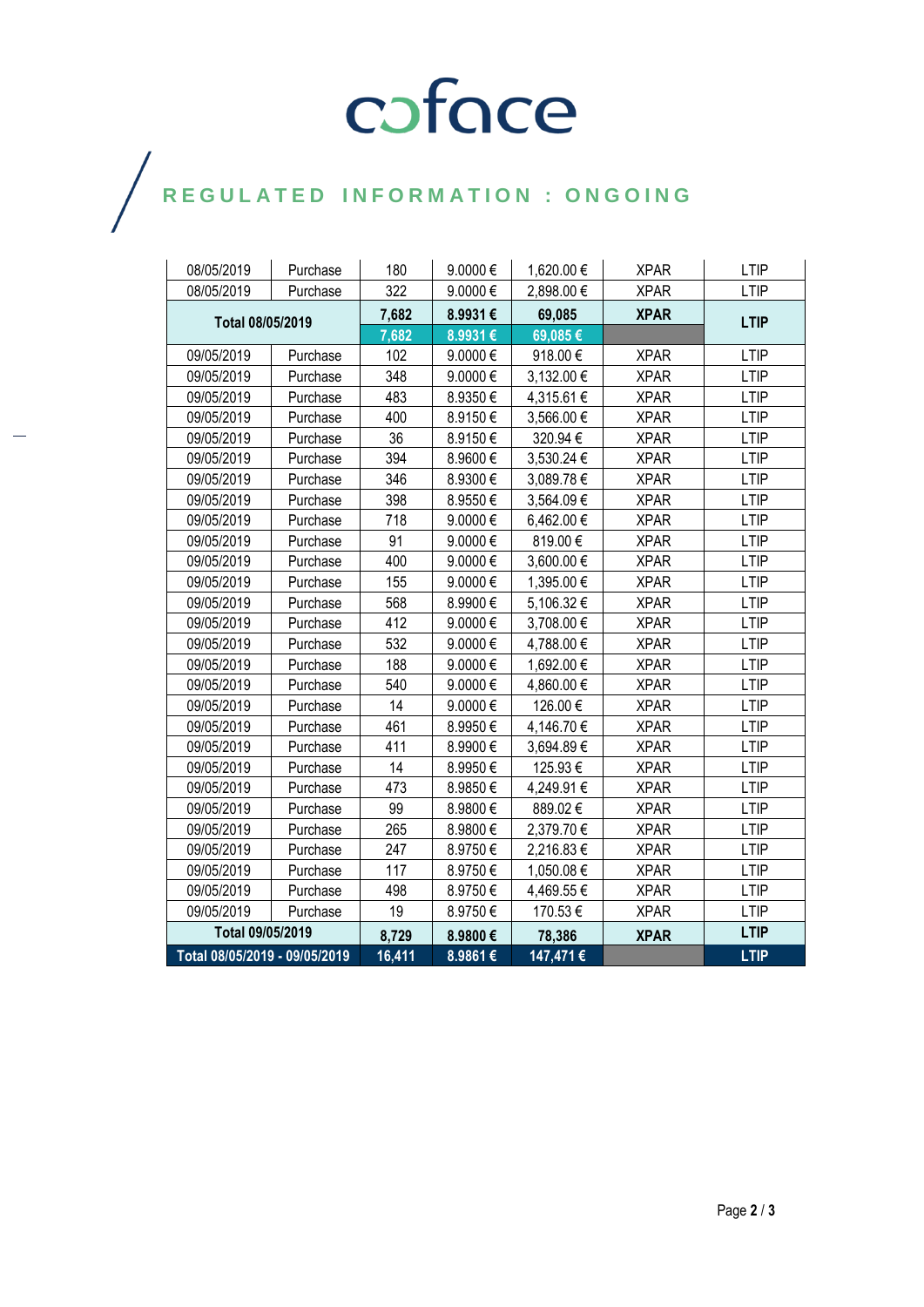# coface

## REGULATED INFORMATION : ONGOING

| | | | | | | |
|---|---|---|---|---|---|---|
| 08/05/2019 | Purchase | 180 | 9.0000 € | 1,620.00 € | XPAR | LTIP |
| 08/05/2019 | Purchase | 322 | 9.0000 € | 2,898.00 € | XPAR | LTIP |
| **Total 08/05/2019** | | **7,682** | **8.9931 €** | **69,085** | **XPAR** | **LTIP** |
| | | **7,682** | **8.9931 €** | **69,085 €** | | |
| 09/05/2019 | Purchase | 102 | 9.0000 € | 918.00 € | XPAR | LTIP |
| 09/05/2019 | Purchase | 348 | 9.0000 € | 3,132.00 € | XPAR | LTIP |
| 09/05/2019 | Purchase | 483 | 8.9350 € | 4,315.61 € | XPAR | LTIP |
| 09/05/2019 | Purchase | 400 | 8.9150 € | 3,566.00 € | XPAR | LTIP |
| 09/05/2019 | Purchase | 36 | 8.9150 € | 320.94 € | XPAR | LTIP |
| 09/05/2019 | Purchase | 394 | 8.9600 € | 3,530.24 € | XPAR | LTIP |
| 09/05/2019 | Purchase | 346 | 8.9300 € | 3,089.78 € | XPAR | LTIP |
| 09/05/2019 | Purchase | 398 | 8.9550 € | 3,564.09 € | XPAR | LTIP |
| 09/05/2019 | Purchase | 718 | 9.0000 € | 6,462.00 € | XPAR | LTIP |
| 09/05/2019 | Purchase | 91 | 9.0000 € | 819.00 € | XPAR | LTIP |
| 09/05/2019 | Purchase | 400 | 9.0000 € | 3,600.00 € | XPAR | LTIP |
| 09/05/2019 | Purchase | 155 | 9.0000 € | 1,395.00 € | XPAR | LTIP |
| 09/05/2019 | Purchase | 568 | 8.9900 € | 5,106.32 € | XPAR | LTIP |
| 09/05/2019 | Purchase | 412 | 9.0000 € | 3,708.00 € | XPAR | LTIP |
| 09/05/2019 | Purchase | 532 | 9.0000 € | 4,788.00 € | XPAR | LTIP |
| 09/05/2019 | Purchase | 188 | 9.0000 € | 1,692.00 € | XPAR | LTIP |
| 09/05/2019 | Purchase | 540 | 9.0000 € | 4,860.00 € | XPAR | LTIP |
| 09/05/2019 | Purchase | 14 | 9.0000 € | 126.00 € | XPAR | LTIP |
| 09/05/2019 | Purchase | 461 | 8.9950 € | 4,146.70 € | XPAR | LTIP |
| 09/05/2019 | Purchase | 411 | 8.9900 € | 3,694.89 € | XPAR | LTIP |
| 09/05/2019 | Purchase | 14 | 8.9950 € | 125.93 € | XPAR | LTIP |
| 09/05/2019 | Purchase | 473 | 8.9850 € | 4,249.91 € | XPAR | LTIP |
| 09/05/2019 | Purchase | 99 | 8.9800 € | 889.02 € | XPAR | LTIP |
| 09/05/2019 | Purchase | 265 | 8.9800 € | 2,379.70 € | XPAR | LTIP |
| 09/05/2019 | Purchase | 247 | 8.9750 € | 2,216.83 € | XPAR | LTIP |
| 09/05/2019 | Purchase | 117 | 8.9750 € | 1,050.08 € | XPAR | LTIP |
| 09/05/2019 | Purchase | 498 | 8.9750 € | 4,469.55 € | XPAR | LTIP |
| 09/05/2019 | Purchase | 19 | 8.9750 € | 170.53 € | XPAR | LTIP |
| **Total 09/05/2019** | | **8,729** | **8.9800 €** | **78,386** | **XPAR** | **LTIP** |
| **Total 08/05/2019 - 09/05/2019** | | **16,411** | **8.9861 €** | **147,471 €** | | **LTIP** |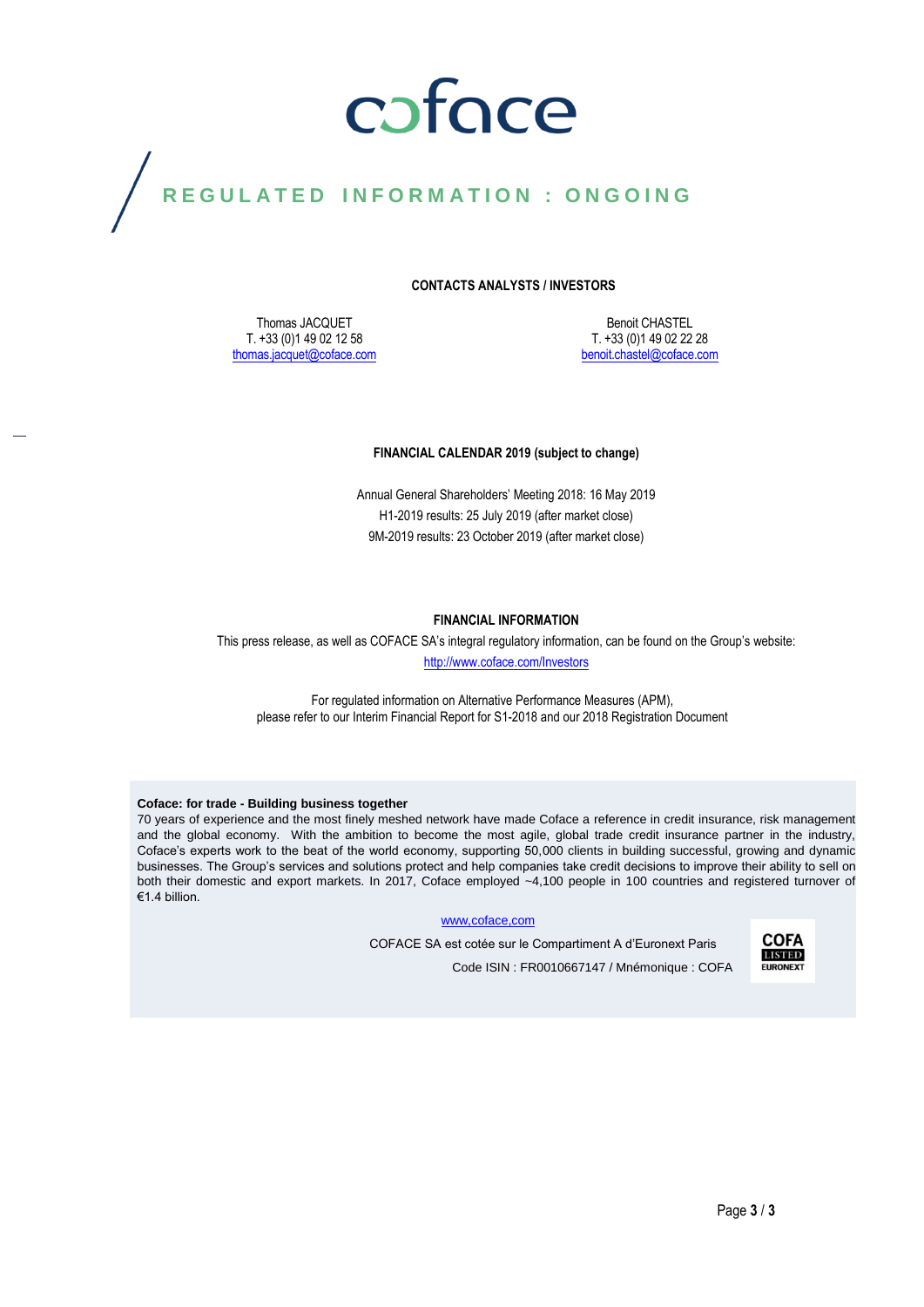# coface

## REGULATED INFORMATION : ONGOING

**CONTACTS ANALYSTS / INVESTORS**

Thomas JACQUET
T. +33 (0)1 49 02 12 58
thomas.jacquet@coface.com

Benoit CHASTEL
T. +33 (0)1 49 02 22 28
benoit.chastel@coface.com

**FINANCIAL CALENDAR 2019 (subject to change)**

Annual General Shareholders' Meeting 2018: 16 May 2019
H1-2019 results: 25 July 2019 (after market close)
9M-2019 results: 23 October 2019 (after market close)

**FINANCIAL INFORMATION**

This press release, as well as COFACE SA's integral regulatory information, can be found on the Group's website:
http://www.coface.com/Investors

For regulated information on Alternative Performance Measures (APM),
please refer to our Interim Financial Report for S1-2018 and our 2018 Registration Document

**Coface: for trade - Building business together**
70 years of experience and the most finely meshed network have made Coface a reference in credit insurance, risk management and the global economy. With the ambition to become the most agile, global trade credit insurance partner in the industry, Coface's experts work to the beat of the world economy, supporting 50,000 clients in building successful, growing and dynamic businesses. The Group's services and solutions protect and help companies take credit decisions to improve their ability to sell on both their domestic and export markets. In 2017, Coface employed ~4,100 people in 100 countries and registered turnover of €1.4 billion.

www,coface,com

COFACE SA est cotée sur le Compartiment A d'Euronext Paris

Code ISIN : FR0010667147 / Mnémonique : COFA

COFA LISTED EURONEXT